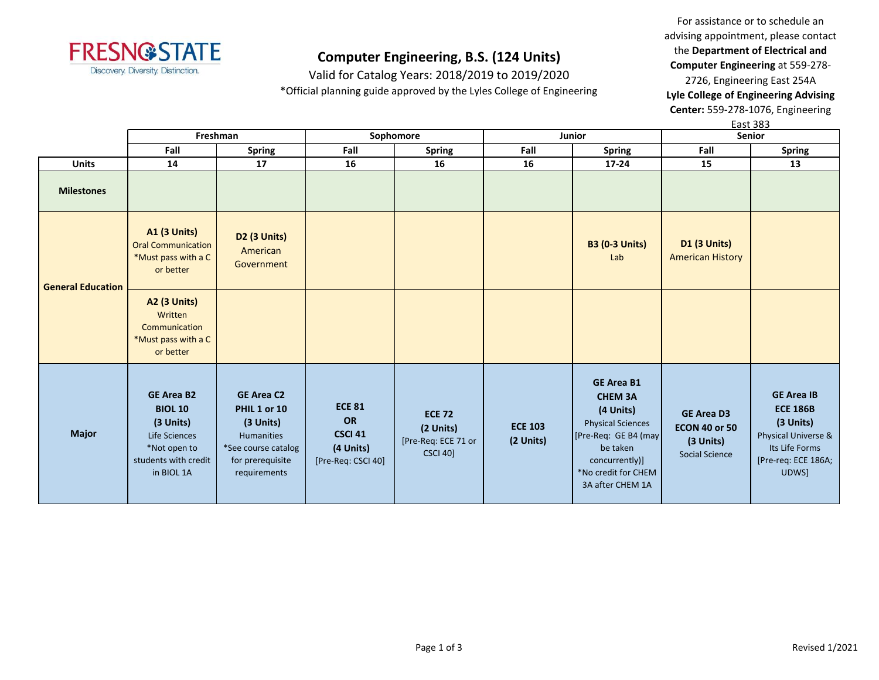# Computer Engineering, B.S. (124 Units)

Valid for Catalog Years: 2018/2019 to 2019/2020

*Official planning guide approved by the Lyles College of Engineering

For assistance or to schedule an advising appointment, please contact the **Department of Electrical and Computer Engineering** at 559-278-2726, Engineering East 254A

**Lyle College of Engineering Advising Center:** 559-278-1076, Engineering East 383

| | Freshman | | Sophomore | | Junior | | Senior | |
|---|---|---|---|---|---|---|---|---|
| | Fall | Spring | Fall | Spring | Fall | Spring | Fall | Spring |
| **Units** | 14 | 17 | 16 | 16 | 16 | 17-24 | 15 | 13 |
| **Milestones** | | | | | | | | |
| **General Education** | **A1 (3 Units)** Oral Communication *Must pass with a C or better | **D2 (3 Units)** American Government | | | | **B3 (0-3 Units)** Lab | **D1 (3 Units)** American History | |
| | **A2 (3 Units)** Written Communication *Must pass with a C or better | | | | | | | |
| **Major** | **GE Area B2 BIOL 10 (3 Units)** Life Sciences *Not open to students with credit in BIOL 1A | **GE Area C2 PHIL 1 or 10 (3 Units)** Humanities *See course catalog for prerequisite requirements | **ECE 81 OR CSCI 41 (4 Units)** [Pre-Req: CSCI 40] | **ECE 72 (2 Units)** [Pre-Req: ECE 71 or CSCI 40] | **ECE 103 (2 Units)** | **GE Area B1 CHEM 3A (4 Units)** Physical Sciences [Pre-Req: GE B4 (may be taken concurrently)] *No credit for CHEM 3A after CHEM 1A | **GE Area D3 ECON 40 or 50 (3 Units)** Social Science | **GE Area IB ECE 186B (3 Units)** Physical Universe & Its Life Forms [Pre-req: ECE 186A; UDWS] |

Revised 1/2021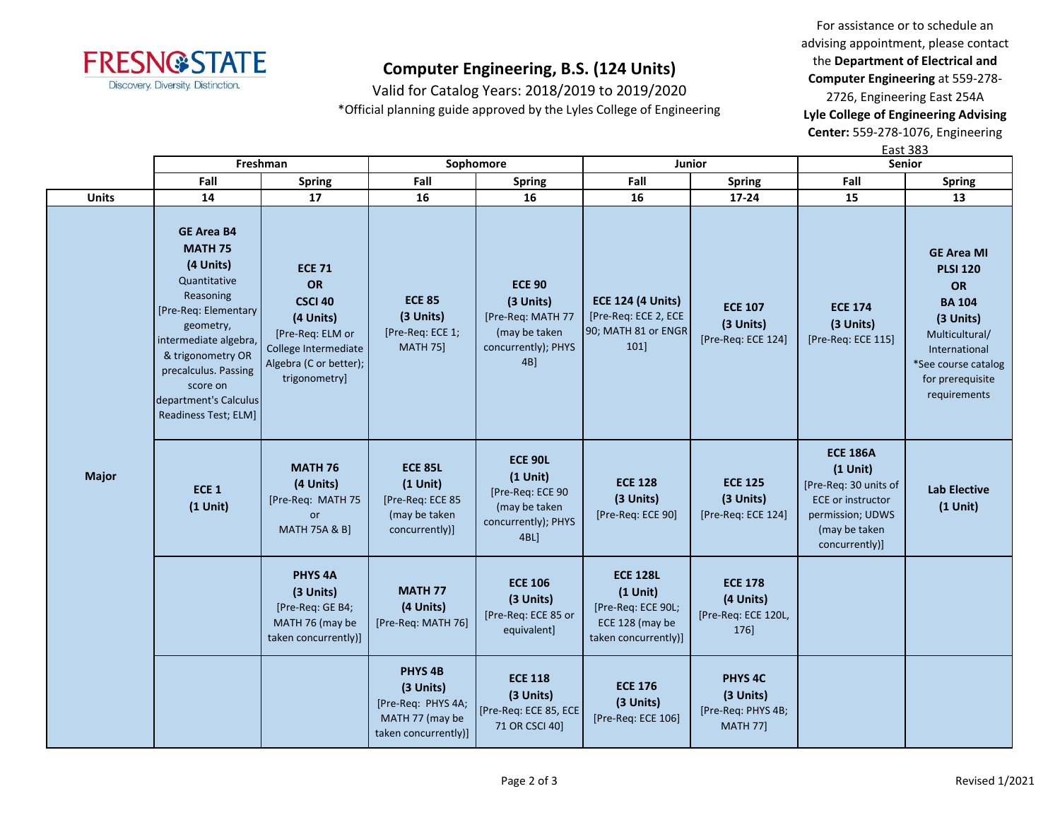# Computer Engineering, B.S. (124 Units)

Valid for Catalog Years: 2018/2019 to 2019/2020

*Official planning guide approved by the Lyles College of Engineering

For assistance or to schedule an advising appointment, please contact the **Department of Electrical and Computer Engineering** at 559-278-2726, Engineering East 254A

**Lyle College of Engineering Advising Center:** 559-278-1076, Engineering East 383

| | Freshman | | Sophomore | | Junior | | Senior | |
|---|---|---|---|---|---|---|---|---|
| | Fall | Spring | Fall | Spring | Fall | Spring | Fall | Spring |
| **Units** | 14 | 17 | 16 | 16 | 16 | 17-24 | 15 | 13 |
| **Major** | **GE Area B4** **MATH 75** **(4 Units)** Quantitative Reasoning [Pre-Req: Elementary geometry, intermediate algebra, & trigonometry OR precalculus. Passing score on department's Calculus Readiness Test; ELM] | **ECE 71** **OR** **CSCI 40** **(4 Units)** [Pre-Req: ELM or College Intermediate Algebra (C or better); trigonometry] | **ECE 85** **(3 Units)** [Pre-Req: ECE 1; MATH 75] | **ECE 90** **(3 Units)** [Pre-Req: MATH 77 (may be taken concurrently); PHYS 4B] | **ECE 124 (4 Units)** [Pre-Req: ECE 2, ECE 90; MATH 81 or ENGR 101] | **ECE 107** **(3 Units)** [Pre-Req: ECE 124] | **ECE 174** **(3 Units)** [Pre-Req: ECE 115] | **GE Area MI** **PLSI 120** **OR** **BA 104** **(3 Units)** Multicultural/ International *See course catalog for prerequisite requirements |
| | **ECE 1** **(1 Unit)** | **MATH 76** **(4 Units)** [Pre-Req: MATH 75 or MATH 75A & B] | **ECE 85L** **(1 Unit)** [Pre-Req: ECE 85 (may be taken concurrently)] | **ECE 90L** **(1 Unit)** [Pre-Req: ECE 90 (may be taken concurrently); PHYS 4BL] | **ECE 128** **(3 Units)** [Pre-Req: ECE 90] | **ECE 125** **(3 Units)** [Pre-Req: ECE 124] | **ECE 186A** **(1 Unit)** [Pre-Req: 30 units of ECE or instructor permission; UDWS (may be taken concurrently)] | **Lab Elective** **(1 Unit)** |
| | | **PHYS 4A** **(3 Units)** [Pre-Req: GE B4; MATH 76 (may be taken concurrently)] | **MATH 77** **(4 Units)** [Pre-Req: MATH 76] | **ECE 106** **(3 Units)** [Pre-Req: ECE 85 or equivalent] | **ECE 128L** **(1 Unit)** [Pre-Req: ECE 90L; ECE 128 (may be taken concurrently)] | **ECE 178** **(4 Units)** [Pre-Req: ECE 120L, 176] | | |
| | | | **PHYS 4B** **(3 Units)** [Pre-Req: PHYS 4A; MATH 77 (may be taken concurrently)] | **ECE 118** **(3 Units)** [Pre-Req: ECE 85, ECE 71 OR CSCI 40] | **ECE 176** **(3 Units)** [Pre-Req: ECE 106] | **PHYS 4C** **(3 Units)** [Pre-Req: PHYS 4B; MATH 77] | | |

Revised 1/2021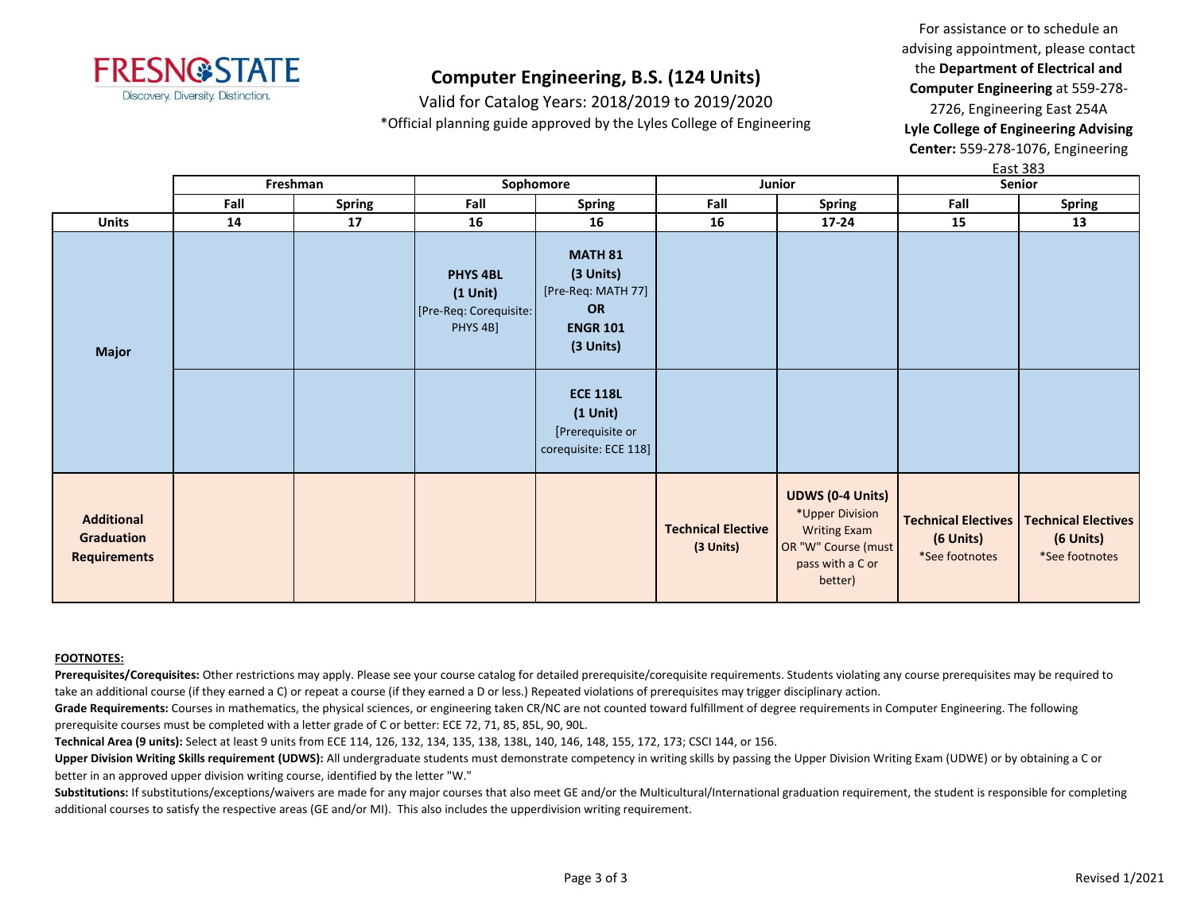# Computer Engineering, B.S. (124 Units)

Valid for Catalog Years: 2018/2019 to 2019/2020

*Official planning guide approved by the Lyles College of Engineering

For assistance or to schedule an advising appointment, please contact the **Department of Electrical and Computer Engineering** at 559-278-2726, Engineering East 254A
**Lyle College of Engineering Advising Center:** 559-278-1076, Engineering East 383

| | Freshman | | Sophomore | | Junior | | Senior | |
|---|---|---|---|---|---|---|---|---|
| | **Fall** | **Spring** | **Fall** | **Spring** | **Fall** | **Spring** | **Fall** | **Spring** |
| **Units** | **14** | **17** | **16** | **16** | **16** | **17-24** | **15** | **13** |
| **Major** | | | **PHYS 4BL (1 Unit)** [Pre-Req: Corequisite: PHYS 4B] | **MATH 81 (3 Units)** [Pre-Req: MATH 77] **OR ENGR 101 (3 Units)** | | | | |
| | | | | **ECE 118L (1 Unit)** [Prerequisite or corequisite: ECE 118] | | | | |
| **Additional Graduation Requirements** | | | | | **Technical Elective (3 Units)** | **UDWS (0-4 Units)** *Upper Division Writing Exam OR "W" Course (must pass with a C or better) | **Technical Electives (6 Units)** *See footnotes | **Technical Electives (6 Units)** *See footnotes |

**FOOTNOTES:**

**Prerequisites/Corequisites:** Other restrictions may apply. Please see your course catalog for detailed prerequisite/corequisite requirements. Students violating any course prerequisites may be required to take an additional course (if they earned a C) or repeat a course (if they earned a D or less.) Repeated violations of prerequisites may trigger disciplinary action.

**Grade Requirements:** Courses in mathematics, the physical sciences, or engineering taken CR/NC are not counted toward fulfillment of degree requirements in Computer Engineering. The following prerequisite courses must be completed with a letter grade of C or better: ECE 72, 71, 85, 85L, 90, 90L.

**Technical Area (9 units):** Select at least 9 units from ECE 114, 126, 132, 134, 135, 138, 138L, 140, 146, 148, 155, 172, 173; CSCI 144, or 156.

**Upper Division Writing Skills requirement (UDWS):** All undergraduate students must demonstrate competency in writing skills by passing the Upper Division Writing Exam (UDWE) or by obtaining a C or better in an approved upper division writing course, identified by the letter "W."

**Substitutions:** If substitutions/exceptions/waivers are made for any major courses that also meet GE and/or the Multicultural/International graduation requirement, the student is responsible for completing additional courses to satisfy the respective areas (GE and/or MI). This also includes the upperdivision writing requirement.

Revised 1/2021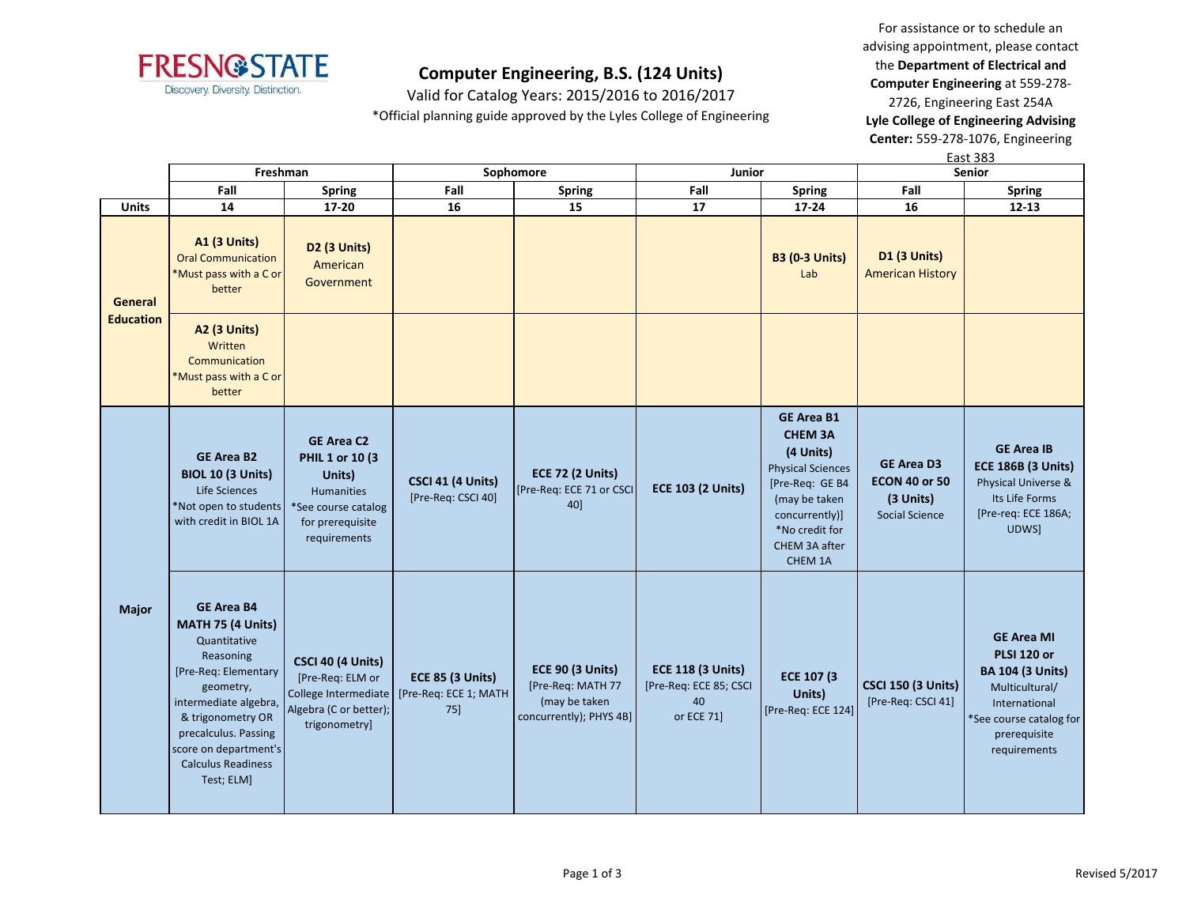**Computer Engineering, B.S. (124 Units)**

Valid for Catalog Years: 2015/2016 to 2016/2017

*Official planning guide approved by the Lyles College of Engineering

For assistance or to schedule an advising appointment, please contact the **Department of Electrical and Computer Engineering** at 559-278-2726, Engineering East 254A

**Lyle College of Engineering Advising Center:** 559-278-1076, Engineering East 383

| | Freshman | | Sophomore | | Junior | | Senior | |
|---|---|---|---|---|---|---|---|---|
| | Fall | Spring | Fall | Spring | Fall | Spring | Fall | Spring |
| **Units** | 14 | 17-20 | 16 | 15 | 17 | 17-24 | 16 | 12-13 |
| **General Education** | **A1 (3 Units)** Oral Communication *Must pass with a C or better | **D2 (3 Units)** American Government | | | | **B3 (0-3 Units)** Lab | **D1 (3 Units)** American History | |
| | **A2 (3 Units)** Written Communication *Must pass with a C or better | | | | | | | |
| **Major** | **GE Area B2 BIOL 10 (3 Units)** Life Sciences *Not open to students with credit in BIOL 1A | **GE Area C2 PHIL 1 or 10 (3 Units)** Humanities *See course catalog for prerequisite requirements | **CSCI 41 (4 Units)** [Pre-Req: CSCI 40] | **ECE 72 (2 Units)** [Pre-Req: ECE 71 or CSCI 40] | **ECE 103 (2 Units)** | **GE Area B1 CHEM 3A (4 Units)** Physical Sciences [Pre-Req: GE B4 (may be taken concurrently)] *No credit for CHEM 3A after CHEM 1A | **GE Area D3 ECON 40 or 50 (3 Units)** Social Science | **GE Area IB ECE 186B (3 Units)** Physical Universe & Its Life Forms [Pre-req: ECE 186A; UDWS] |
| | **GE Area B4 MATH 75 (4 Units)** Quantitative Reasoning [Pre-Req: Elementary geometry, intermediate algebra, & trigonometry OR precalculus. Passing score on department's Calculus Readiness Test; ELM] | **CSCI 40 (4 Units)** [Pre-Req: ELM or College Intermediate Algebra (C or better); trigonometry] | **ECE 85 (3 Units)** [Pre-Req: ECE 1; MATH 75] | **ECE 90 (3 Units)** [Pre-Req: MATH 77 (may be taken concurrently); PHYS 4B] | **ECE 118 (3 Units)** [Pre-Req: ECE 85; CSCI 40 or ECE 71] | **ECE 107 (3 Units)** [Pre-Req: ECE 124] | **CSCI 150 (3 Units)** [Pre-Req: CSCI 41] | **GE Area MI PLSI 120 or BA 104 (3 Units)** Multicultural/ International *See course catalog for prerequisite requirements |

Revised 5/2017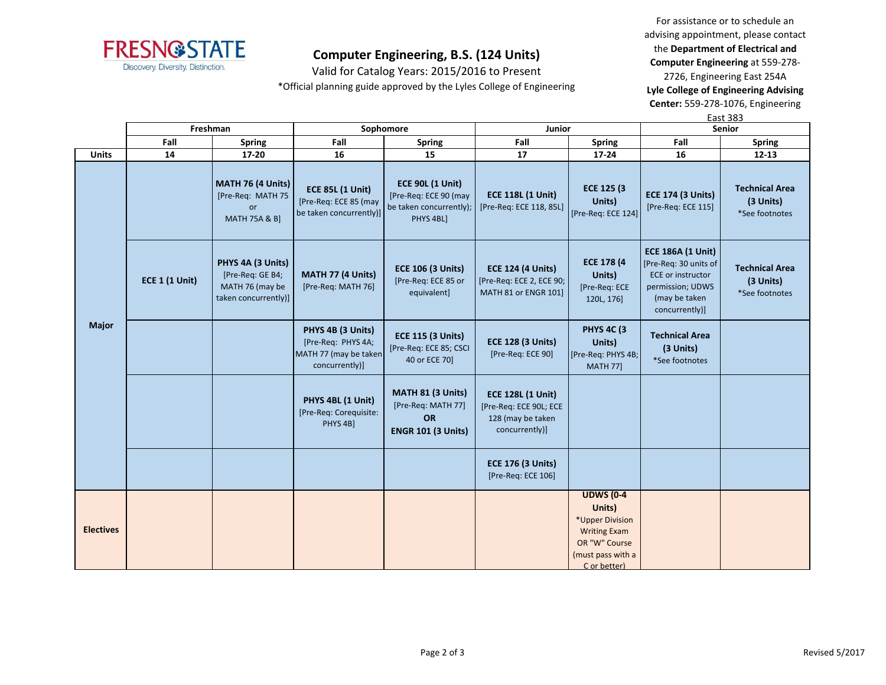# Computer Engineering, B.S. (124 Units)

Valid for Catalog Years: 2015/2016 to Present

*Official planning guide approved by the Lyles College of Engineering

For assistance or to schedule an advising appointment, please contact the **Department of Electrical and Computer Engineering** at 559-278-2726, Engineering East 254A
**Lyle College of Engineering Advising Center:** 559-278-1076, Engineering East 383

| | Freshman | | Sophomore | | Junior | | Senior | |
|---|---|---|---|---|---|---|---|---|
| | **Fall** | **Spring** | **Fall** | **Spring** | **Fall** | **Spring** | **Fall** | **Spring** |
| **Units** | **14** | **17-20** | **16** | **15** | **17** | **17-24** | **16** | **12-13** |
| **Major** | | **MATH 76 (4 Units)** [Pre-Req: MATH 75 or MATH 75A & B] | **ECE 85L (1 Unit)** [Pre-Req: ECE 85 (may be taken concurrently)] | **ECE 90L (1 Unit)** [Pre-Req: ECE 90 (may be taken concurrently); PHYS 4BL] | **ECE 118L (1 Unit)** [Pre-Req: ECE 118, 85L] | **ECE 125 (3 Units)** [Pre-Req: ECE 124] | **ECE 174 (3 Units)** [Pre-Req: ECE 115] | **Technical Area (3 Units)** *See footnotes |
| | **ECE 1 (1 Unit)** | **PHYS 4A (3 Units)** [Pre-Req: GE B4; MATH 76 (may be taken concurrently)] | **MATH 77 (4 Units)** [Pre-Req: MATH 76] | **ECE 106 (3 Units)** [Pre-Req: ECE 85 or equivalent] | **ECE 124 (4 Units)** [Pre-Req: ECE 2, ECE 90; MATH 81 or ENGR 101] | **ECE 178 (4 Units)** [Pre-Req: ECE 120L, 176] | **ECE 186A (1 Unit)** [Pre-Req: 30 units of ECE or instructor permission; UDWS (may be taken concurrently)] | **Technical Area (3 Units)** *See footnotes |
| | | | **PHYS 4B (3 Units)** [Pre-Req: PHYS 4A; MATH 77 (may be taken concurrently)] | **ECE 115 (3 Units)** [Pre-Req: ECE 85; CSCI 40 or ECE 70] | **ECE 128 (3 Units)** [Pre-Req: ECE 90] | **PHYS 4C (3 Units)** [Pre-Req: PHYS 4B; MATH 77] | **Technical Area (3 Units)** *See footnotes | |
| | | | **PHYS 4BL (1 Unit)** [Pre-Req: Corequisite: PHYS 4B] | **MATH 81 (3 Units)** [Pre-Req: MATH 77] **OR** **ENGR 101 (3 Units)** | **ECE 128L (1 Unit)** [Pre-Req: ECE 90L; ECE 128 (may be taken concurrently)] | | | |
| | | | | | **ECE 176 (3 Units)** [Pre-Req: ECE 106] | | | |
| **Electives** | | | | | | **UDWS (0-4 Units)** *Upper Division Writing Exam OR "W" Course (must pass with a C or better) | | |

Revised 5/2017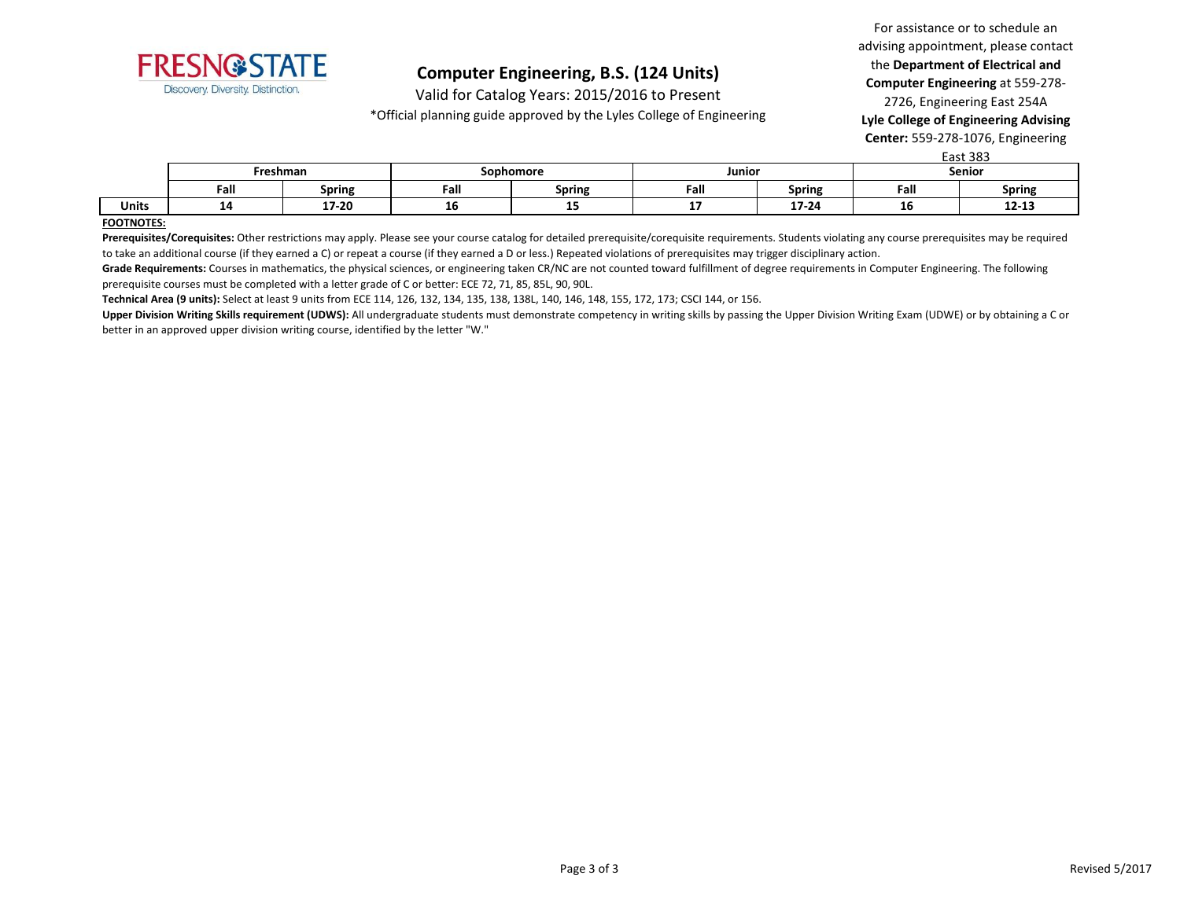# Computer Engineering, B.S. (124 Units)

Valid for Catalog Years: 2015/2016 to Present

*Official planning guide approved by the Lyles College of Engineering

For assistance or to schedule an advising appointment, please contact the **Department of Electrical and Computer Engineering** at 559-278-2726, Engineering East 254A

**Lyle College of Engineering Advising Center:** 559-278-1076, Engineering East 383

| | Freshman | | Sophomore | | Junior | | Senior | |
|---|---|---|---|---|---|---|---|---|
| | Fall | Spring | Fall | Spring | Fall | Spring | Fall | Spring |
| **Units** | 14 | 17-20 | 16 | 15 | 17 | 17-24 | 16 | 12-13 |

**FOOTNOTES:**

**Prerequisites/Corequisites:** Other restrictions may apply. Please see your course catalog for detailed prerequisite/corequisite requirements. Students violating any course prerequisites may be required to take an additional course (if they earned a C) or repeat a course (if they earned a D or less.) Repeated violations of prerequisites may trigger disciplinary action.

**Grade Requirements:** Courses in mathematics, the physical sciences, or engineering taken CR/NC are not counted toward fulfillment of degree requirements in Computer Engineering. The following prerequisite courses must be completed with a letter grade of C or better: ECE 72, 71, 85, 85L, 90, 90L.

**Technical Area (9 units):** Select at least 9 units from ECE 114, 126, 132, 134, 135, 138, 138L, 140, 146, 148, 155, 172, 173; CSCI 144, or 156.

**Upper Division Writing Skills requirement (UDWS):** All undergraduate students must demonstrate competency in writing skills by passing the Upper Division Writing Exam (UDWE) or by obtaining a C or better in an approved upper division writing course, identified by the letter "W."

Revised 5/2017